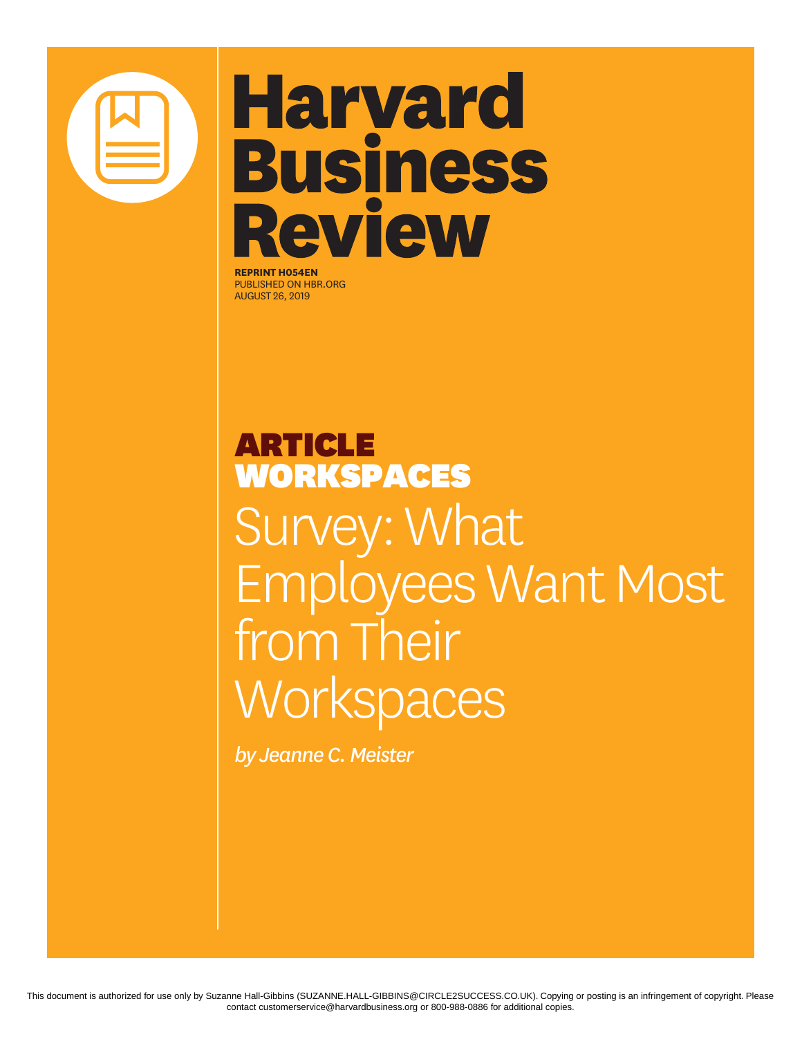# Harvard Business Review

**REPRINT H054EN**
PUBLISHED ON HBR.ORG
AUGUST 26, 2019

**ARTICLE**
**WORKSPACES**

# Survey: What Employees Want Most from Their Workspaces

*by Jeanne C. Meister*

This document is authorized for use only by Suzanne Hall-Gibbins (SUZANNE.HALL-GIBBINS@CIRCLE2SUCCESS.CO.UK). Copying or posting is an infringement of copyright. Please contact customerservice@harvardbusiness.org or 800-988-0886 for additional copies.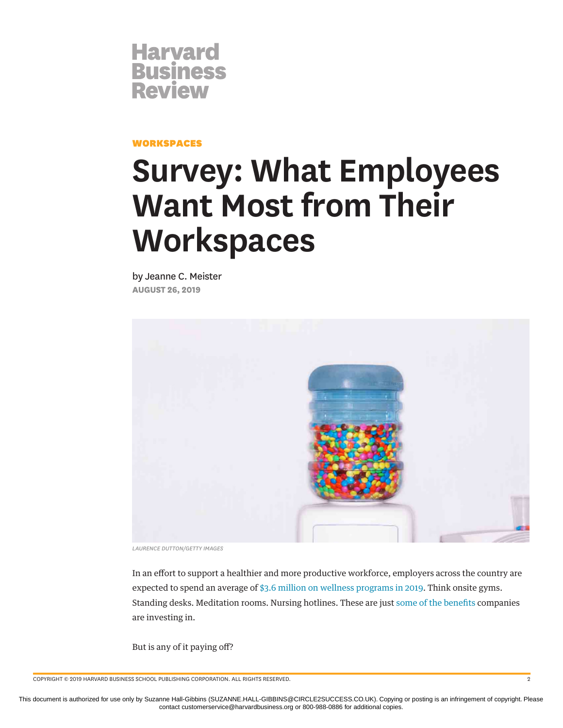Harvard Business Review

WORKSPACES

# Survey: What Employees Want Most from Their Workspaces

by Jeanne C. Meister

**AUGUST 26, 2019**

LAURENCE DUTTON/GETTY IMAGES

In an effort to support a healthier and more productive workforce, employers across the country are expected to spend an average of $3.6 million on wellness programs in 2019. Think onsite gyms. Standing desks. Meditation rooms. Nursing hotlines. These are just some of the benefits companies are investing in.

But is any of it paying off?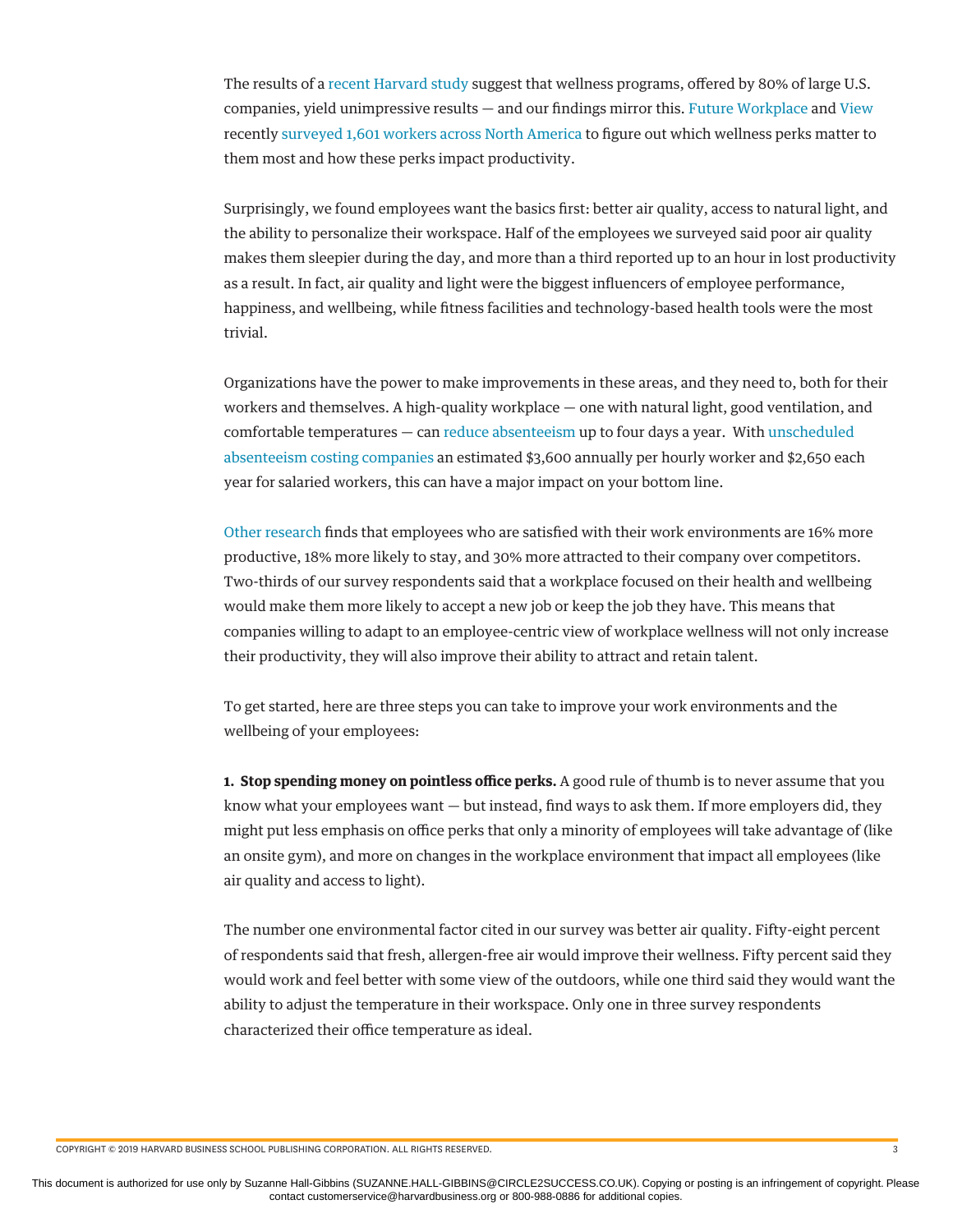The results of a recent Harvard study suggest that wellness programs, offered by 80% of large U.S. companies, yield unimpressive results — and our findings mirror this. Future Workplace and View recently surveyed 1,601 workers across North America to figure out which wellness perks matter to them most and how these perks impact productivity.

Surprisingly, we found employees want the basics first: better air quality, access to natural light, and the ability to personalize their workspace. Half of the employees we surveyed said poor air quality makes them sleepier during the day, and more than a third reported up to an hour in lost productivity as a result. In fact, air quality and light were the biggest influencers of employee performance, happiness, and wellbeing, while fitness facilities and technology-based health tools were the most trivial.

Organizations have the power to make improvements in these areas, and they need to, both for their workers and themselves. A high-quality workplace — one with natural light, good ventilation, and comfortable temperatures — can reduce absenteeism up to four days a year. With unscheduled absenteeism costing companies an estimated $3,600 annually per hourly worker and $2,650 each year for salaried workers, this can have a major impact on your bottom line.

Other research finds that employees who are satisfied with their work environments are 16% more productive, 18% more likely to stay, and 30% more attracted to their company over competitors. Two-thirds of our survey respondents said that a workplace focused on their health and wellbeing would make them more likely to accept a new job or keep the job they have. This means that companies willing to adapt to an employee-centric view of workplace wellness will not only increase their productivity, they will also improve their ability to attract and retain talent.

To get started, here are three steps you can take to improve your work environments and the wellbeing of your employees:

**1. Stop spending money on pointless office perks.** A good rule of thumb is to never assume that you know what your employees want — but instead, find ways to ask them. If more employers did, they might put less emphasis on office perks that only a minority of employees will take advantage of (like an onsite gym), and more on changes in the workplace environment that impact all employees (like air quality and access to light).

The number one environmental factor cited in our survey was better air quality. Fifty-eight percent of respondents said that fresh, allergen-free air would improve their wellness. Fifty percent said they would work and feel better with some view of the outdoors, while one third said they would want the ability to adjust the temperature in their workspace. Only one in three survey respondents characterized their office temperature as ideal.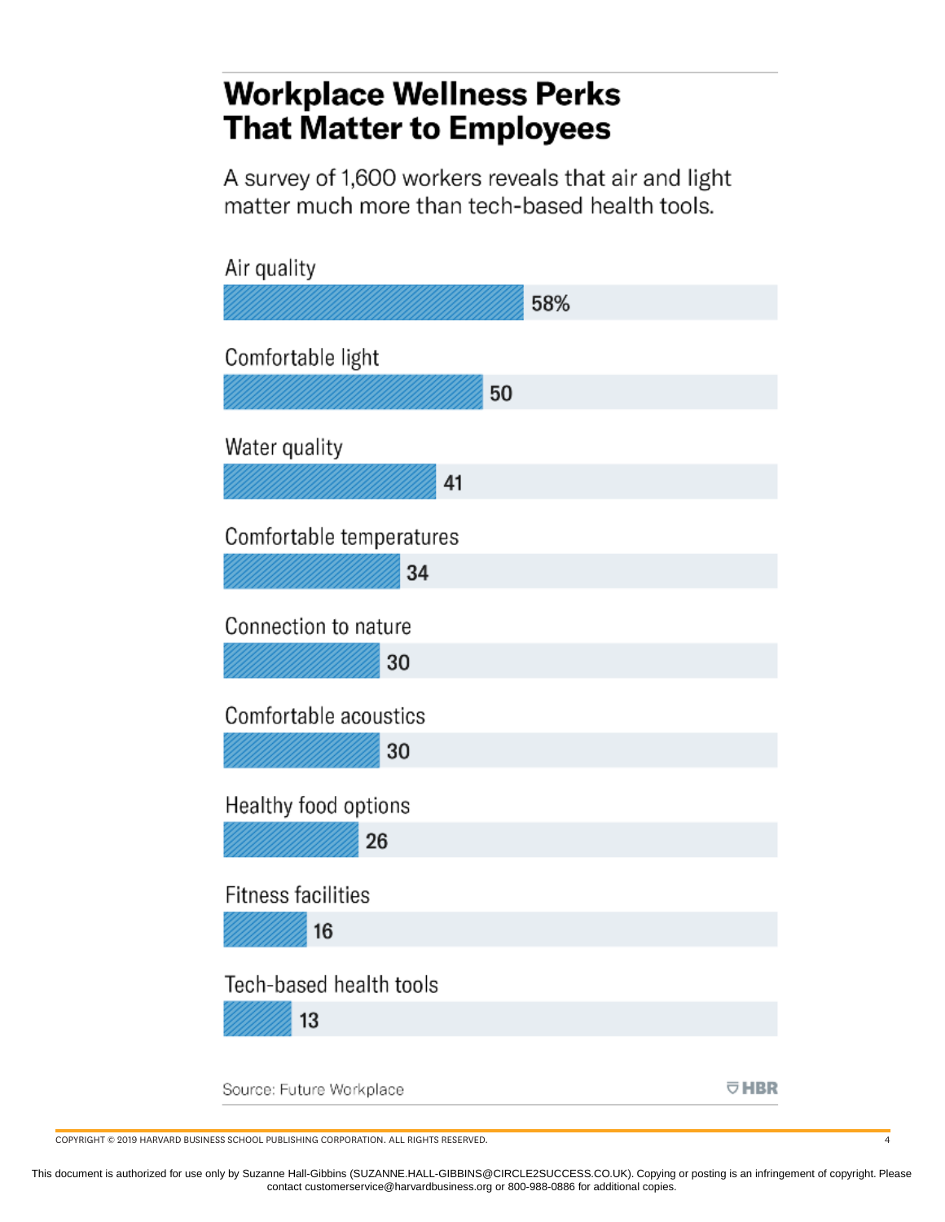# Workplace Wellness Perks That Matter to Employees

A survey of 1,600 workers reveals that air and light matter much more than tech-based health tools.

| Perk | % |
| --- | --- |
| Air quality | 58% |
| Comfortable light | 50 |
| Water quality | 41 |
| Comfortable temperatures | 34 |
| Connection to nature | 30 |
| Comfortable acoustics | 30 |
| Healthy food options | 26 |
| Fitness facilities | 16 |
| Tech-based health tools | 13 |

Source: Future Workplace

HBR

COPYRIGHT © 2019 HARVARD BUSINESS SCHOOL PUBLISHING CORPORATION. ALL RIGHTS RESERVED.

This document is authorized for use only by Suzanne Hall-Gibbins (SUZANNE.HALL-GIBBINS@CIRCLE2SUCCESS.CO.UK). Copying or posting is an infringement of copyright. Please contact customerservice@harvardbusiness.org or 800-988-0886 for additional copies.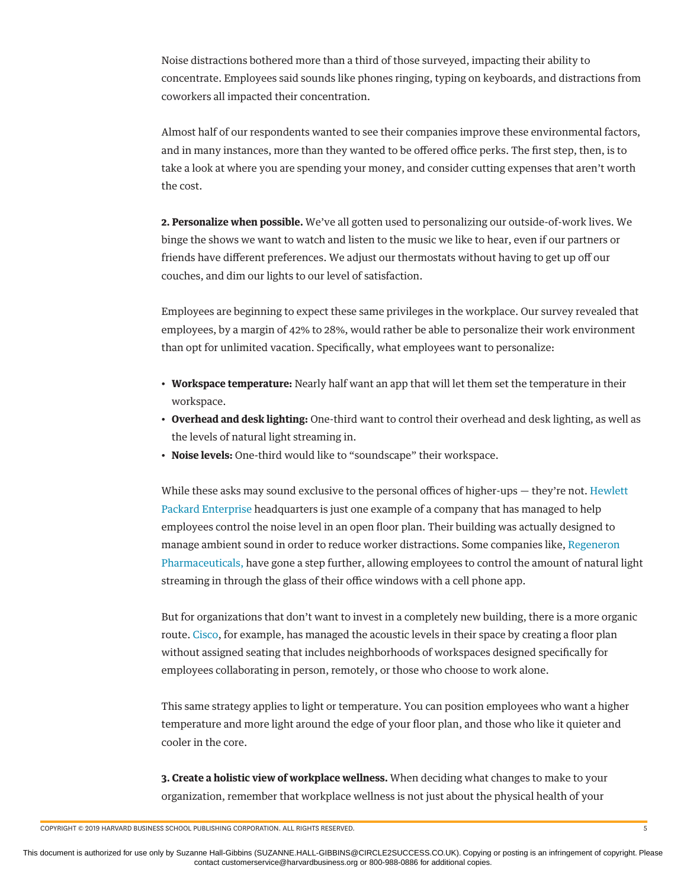Noise distractions bothered more than a third of those surveyed, impacting their ability to concentrate. Employees said sounds like phones ringing, typing on keyboards, and distractions from coworkers all impacted their concentration.

Almost half of our respondents wanted to see their companies improve these environmental factors, and in many instances, more than they wanted to be offered office perks. The first step, then, is to take a look at where you are spending your money, and consider cutting expenses that aren't worth the cost.

**2. Personalize when possible.** We've all gotten used to personalizing our outside-of-work lives. We binge the shows we want to watch and listen to the music we like to hear, even if our partners or friends have different preferences. We adjust our thermostats without having to get up off our couches, and dim our lights to our level of satisfaction.

Employees are beginning to expect these same privileges in the workplace. Our survey revealed that employees, by a margin of 42% to 28%, would rather be able to personalize their work environment than opt for unlimited vacation. Specifically, what employees want to personalize:

- **Workspace temperature:** Nearly half want an app that will let them set the temperature in their workspace.
- **Overhead and desk lighting:** One-third want to control their overhead and desk lighting, as well as the levels of natural light streaming in.
- **Noise levels:** One-third would like to "soundscape" their workspace.

While these asks may sound exclusive to the personal offices of higher-ups — they're not. Hewlett Packard Enterprise headquarters is just one example of a company that has managed to help employees control the noise level in an open floor plan. Their building was actually designed to manage ambient sound in order to reduce worker distractions. Some companies like, Regeneron Pharmaceuticals, have gone a step further, allowing employees to control the amount of natural light streaming in through the glass of their office windows with a cell phone app.

But for organizations that don't want to invest in a completely new building, there is a more organic route. Cisco, for example, has managed the acoustic levels in their space by creating a floor plan without assigned seating that includes neighborhoods of workspaces designed specifically for employees collaborating in person, remotely, or those who choose to work alone.

This same strategy applies to light or temperature. You can position employees who want a higher temperature and more light around the edge of your floor plan, and those who like it quieter and cooler in the core.

**3. Create a holistic view of workplace wellness.** When deciding what changes to make to your organization, remember that workplace wellness is not just about the physical health of your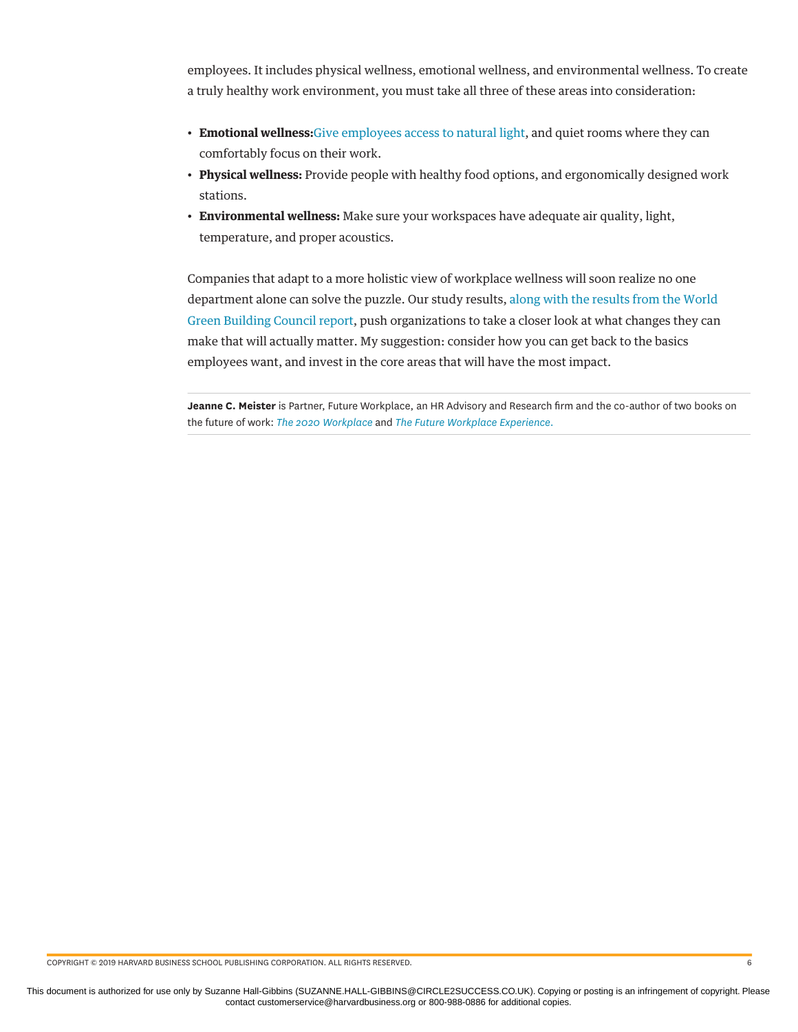employees. It includes physical wellness, emotional wellness, and environmental wellness. To create a truly healthy work environment, you must take all three of these areas into consideration:

- **Emotional wellness:**Give employees access to natural light, and quiet rooms where they can comfortably focus on their work.
- **Physical wellness:** Provide people with healthy food options, and ergonomically designed work stations.
- **Environmental wellness:** Make sure your workspaces have adequate air quality, light, temperature, and proper acoustics.

Companies that adapt to a more holistic view of workplace wellness will soon realize no one department alone can solve the puzzle. Our study results, along with the results from the World Green Building Council report, push organizations to take a closer look at what changes they can make that will actually matter. My suggestion: consider how you can get back to the basics employees want, and invest in the core areas that will have the most impact.

---

**Jeanne C. Meister** is Partner, Future Workplace, an HR Advisory and Research firm and the co-author of two books on the future of work: *The 2020 Workplace* and *The Future Workplace Experience.*

---

COPYRIGHT © 2019 HARVARD BUSINESS SCHOOL PUBLISHING CORPORATION. ALL RIGHTS RESERVED.

This document is authorized for use only by Suzanne Hall-Gibbins (SUZANNE.HALL-GIBBINS@CIRCLE2SUCCESS.CO.UK). Copying or posting is an infringement of copyright. Please contact customerservice@harvardbusiness.org or 800-988-0886 for additional copies.